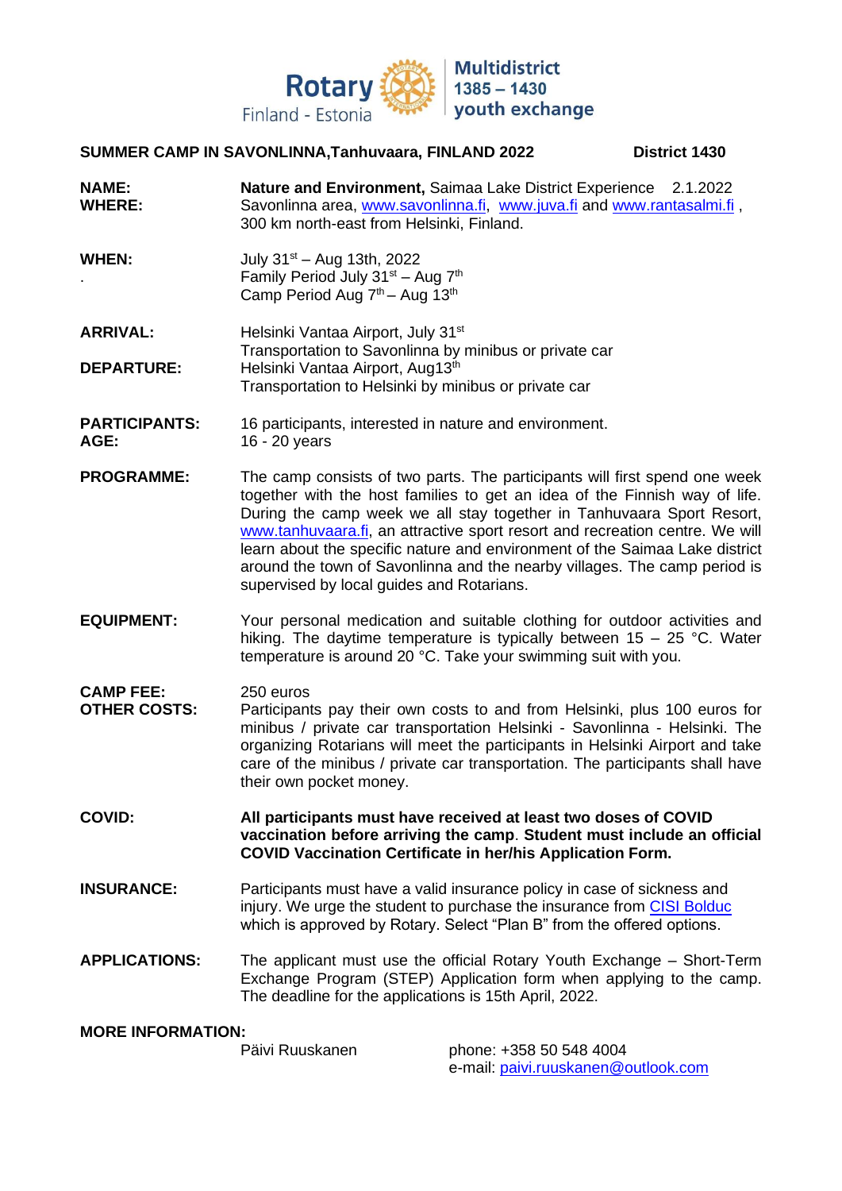Rotary Finland - Estonia | Multidistrict 1385 – 1430 youth exchange

**SUMMER CAMP IN SAVONLINNA,Tanhuvaara, FINLAND 2022** **District 1430**

**NAME:** **Nature and Environment,** Saimaa Lake District Experience 2.1.2022

**WHERE:** Savonlinna area, www.savonlinna.fi, www.juva.fi and www.rantasalmi.fi , 300 km north-east from Helsinki, Finland.

**WHEN:** July 31st – Aug 13th, 2022
Family Period July 31st – Aug 7th
Camp Period Aug 7th – Aug 13th

**ARRIVAL:** Helsinki Vantaa Airport, July 31st
Transportation to Savonlinna by minibus or private car

**DEPARTURE:** Helsinki Vantaa Airport, Aug13th
Transportation to Helsinki by minibus or private car

**PARTICIPANTS:** 16 participants, interested in nature and environment.

**AGE:** 16 - 20 years

**PROGRAMME:** The camp consists of two parts. The participants will first spend one week together with the host families to get an idea of the Finnish way of life. During the camp week we all stay together in Tanhuvaara Sport Resort, www.tanhuvaara.fi, an attractive sport resort and recreation centre. We will learn about the specific nature and environment of the Saimaa Lake district around the town of Savonlinna and the nearby villages. The camp period is supervised by local guides and Rotarians.

**EQUIPMENT:** Your personal medication and suitable clothing for outdoor activities and hiking. The daytime temperature is typically between 15 – 25 °C. Water temperature is around 20 °C. Take your swimming suit with you.

**CAMP FEE:** 250 euros

**OTHER COSTS:** Participants pay their own costs to and from Helsinki, plus 100 euros for minibus / private car transportation Helsinki - Savonlinna - Helsinki. The organizing Rotarians will meet the participants in Helsinki Airport and take care of the minibus / private car transportation. The participants shall have their own pocket money.

**COVID:** **All participants must have received at least two doses of COVID vaccination before arriving the camp. Student must include an official COVID Vaccination Certificate in her/his Application Form.**

**INSURANCE:** Participants must have a valid insurance policy in case of sickness and injury. We urge the student to purchase the insurance from CISI Bolduc which is approved by Rotary. Select "Plan B" from the offered options.

**APPLICATIONS:** The applicant must use the official Rotary Youth Exchange – Short-Term Exchange Program (STEP) Application form when applying to the camp. The deadline for the applications is 15th April, 2022.

**MORE INFORMATION:**

Päivi Ruuskanen
phone: +358 50 548 4004
e-mail: paivi.ruuskanen@outlook.com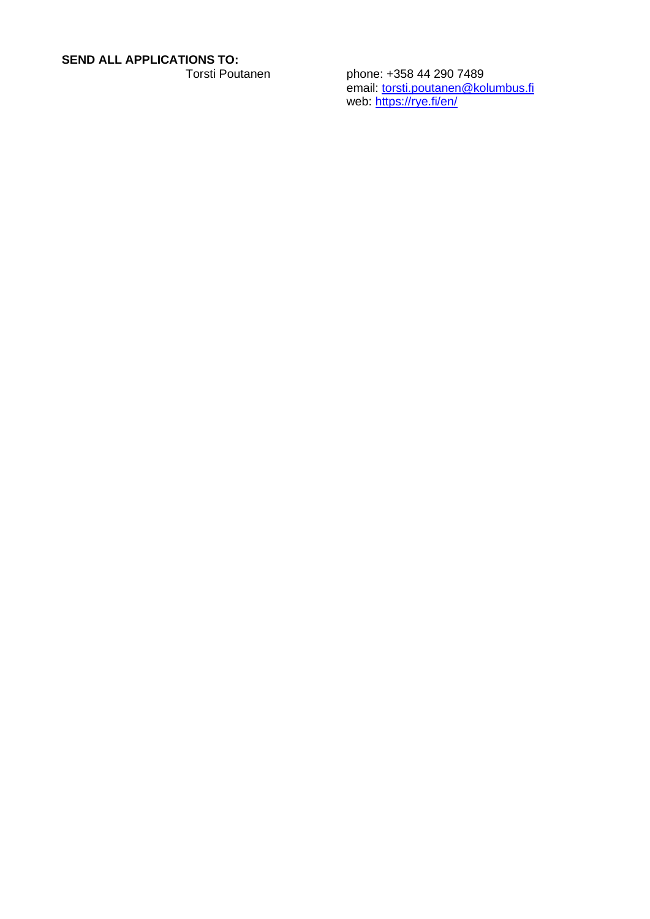**SEND ALL APPLICATIONS TO:**

Torsti Poutanen

phone: +358 44 290 7489
email: torsti.poutanen@kolumbus.fi
web: https://rye.fi/en/